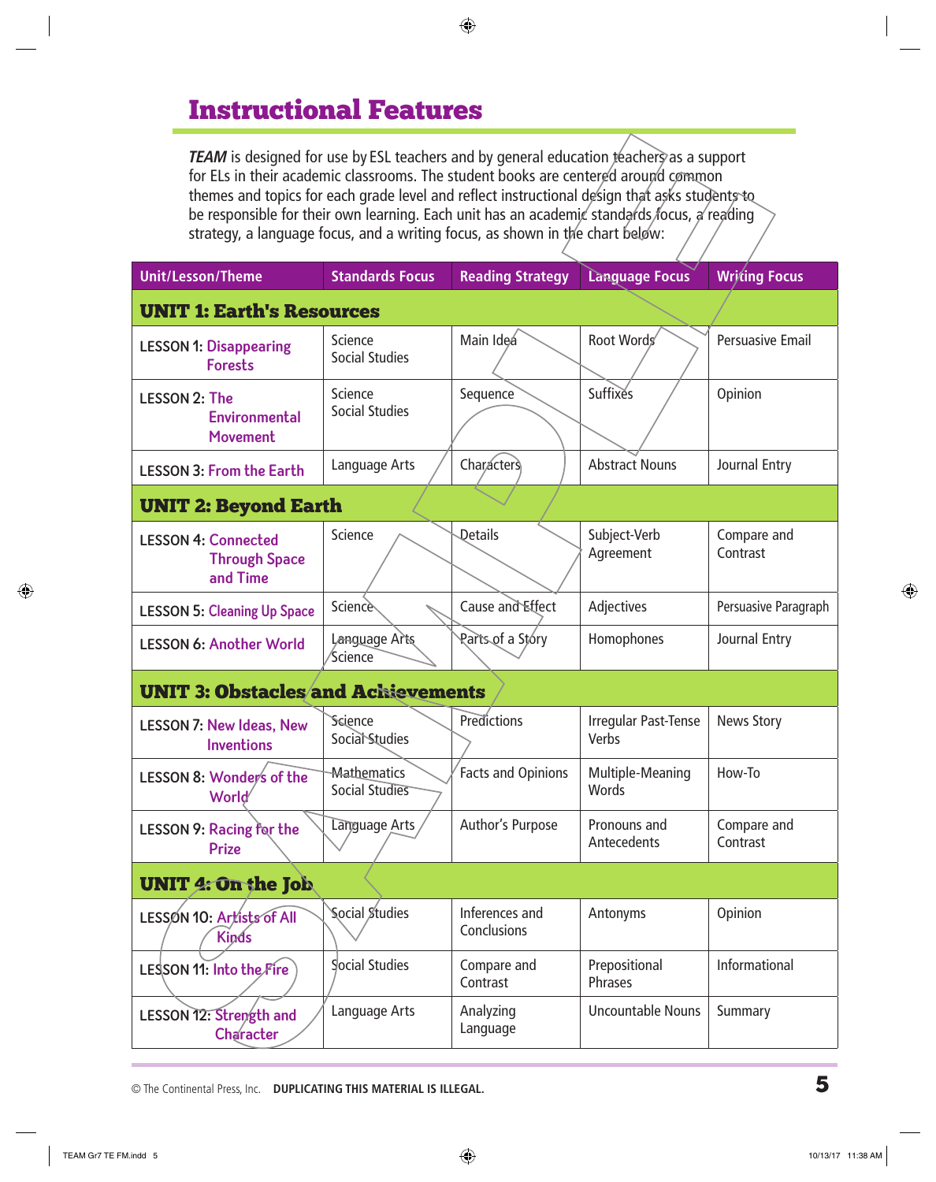# Instructional Features

*TEAM* is designed for use by ESL teachers and by general education teachers as a support for ELs in their academic classrooms. The student books are centered around common themes and topics for each grade level and reflect instructional design that asks students to be responsible for their own learning. Each unit has an academic standards focus, a reading strategy, a language focus, and a writing focus, as shown in the chart below:

| Unit/Lesson/Theme | Standards Focus | Reading Strategy | Language Focus | Writing Focus |
|---|---|---|---|---|
| **UNIT 1: Earth's Resources** | | | | |
| LESSON 1: Disappearing Forests | Science<br>Social Studies | Main Idea | Root Words | Persuasive Email |
| LESSON 2: The Environmental Movement | Science<br>Social Studies | Sequence | Suffixes | Opinion |
| LESSON 3: From the Earth | Language Arts | Characters | Abstract Nouns | Journal Entry |
| **UNIT 2: Beyond Earth** | | | | |
| LESSON 4: Connected Through Space and Time | Science | Details | Subject-Verb Agreement | Compare and Contrast |
| LESSON 5: Cleaning Up Space | Science | Cause and Effect | Adjectives | Persuasive Paragraph |
| LESSON 6: Another World | Language Arts<br>Science | Parts of a Story | Homophones | Journal Entry |
| **UNIT 3: Obstacles and Achievements** | | | | |
| LESSON 7: New Ideas, New Inventions | Science<br>Social Studies | Predictions | Irregular Past-Tense Verbs | News Story |
| LESSON 8: Wonders of the World | Mathematics<br>Social Studies | Facts and Opinions | Multiple-Meaning Words | How-To |
| LESSON 9: Racing for the Prize | Language Arts | Author's Purpose | Pronouns and Antecedents | Compare and Contrast |
| **UNIT 4: On the Job** | | | | |
| LESSON 10: Artists of All Kinds | Social Studies | Inferences and Conclusions | Antonyms | Opinion |
| LESSON 11: Into the Fire | Social Studies | Compare and Contrast | Prepositional Phrases | Informational |
| LESSON 12: Strength and Character | Language Arts | Analyzing Language | Uncountable Nouns | Summary |

© The Continental Press, Inc. **DUPLICATING THIS MATERIAL IS ILLEGAL.**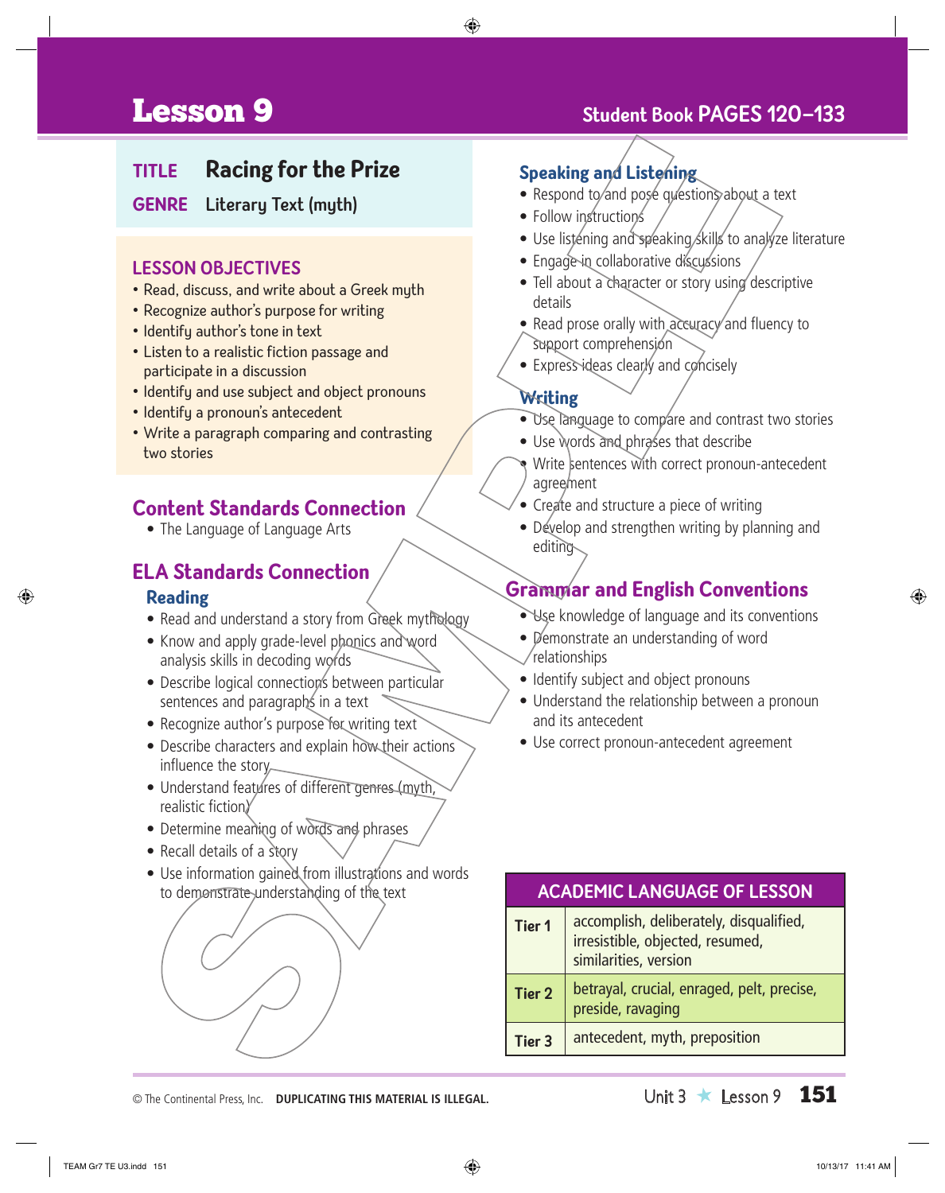# Lesson 9

Student Book PAGES 120–133

**TITLE** Racing for the Prize

**GENRE** Literary Text (myth)

## LESSON OBJECTIVES

- Read, discuss, and write about a Greek myth
- Recognize author's purpose for writing
- Identify author's tone in text
- Listen to a realistic fiction passage and participate in a discussion
- Identify and use subject and object pronouns
- Identify a pronoun's antecedent
- Write a paragraph comparing and contrasting two stories

## Content Standards Connection

- The Language of Language Arts

## ELA Standards Connection

### Reading

- Read and understand a story from Greek mythology
- Know and apply grade-level phonics and word analysis skills in decoding words
- Describe logical connections between particular sentences and paragraphs in a text
- Recognize author's purpose for writing text
- Describe characters and explain how their actions influence the story
- Understand features of different genres (myth, realistic fiction)
- Determine meaning of words and phrases
- Recall details of a story
- Use information gained from illustrations and words to demonstrate understanding of the text

### Speaking and Listening

- Respond to and pose questions about a text
- Follow instructions
- Use listening and speaking skills to analyze literature
- Engage in collaborative discussions
- Tell about a character or story using descriptive details
- Read prose orally with accuracy and fluency to support comprehension
- Express ideas clearly and concisely

### Writing

- Use language to compare and contrast two stories
- Use words and phrases that describe
- Write sentences with correct pronoun-antecedent agreement
- Create and structure a piece of writing
- Develop and strengthen writing by planning and editing

## Grammar and English Conventions

- Use knowledge of language and its conventions
- Demonstrate an understanding of word relationships
- Identify subject and object pronouns
- Understand the relationship between a pronoun and its antecedent
- Use correct pronoun-antecedent agreement

| ACADEMIC LANGUAGE OF LESSON | |
|---|---|
| Tier 1 | accomplish, deliberately, disqualified, irresistible, objected, resumed, similarities, version |
| Tier 2 | betrayal, crucial, enraged, pelt, precise, preside, ravaging |
| Tier 3 | antecedent, myth, preposition |

© The Continental Press, Inc. **DUPLICATING THIS MATERIAL IS ILLEGAL.**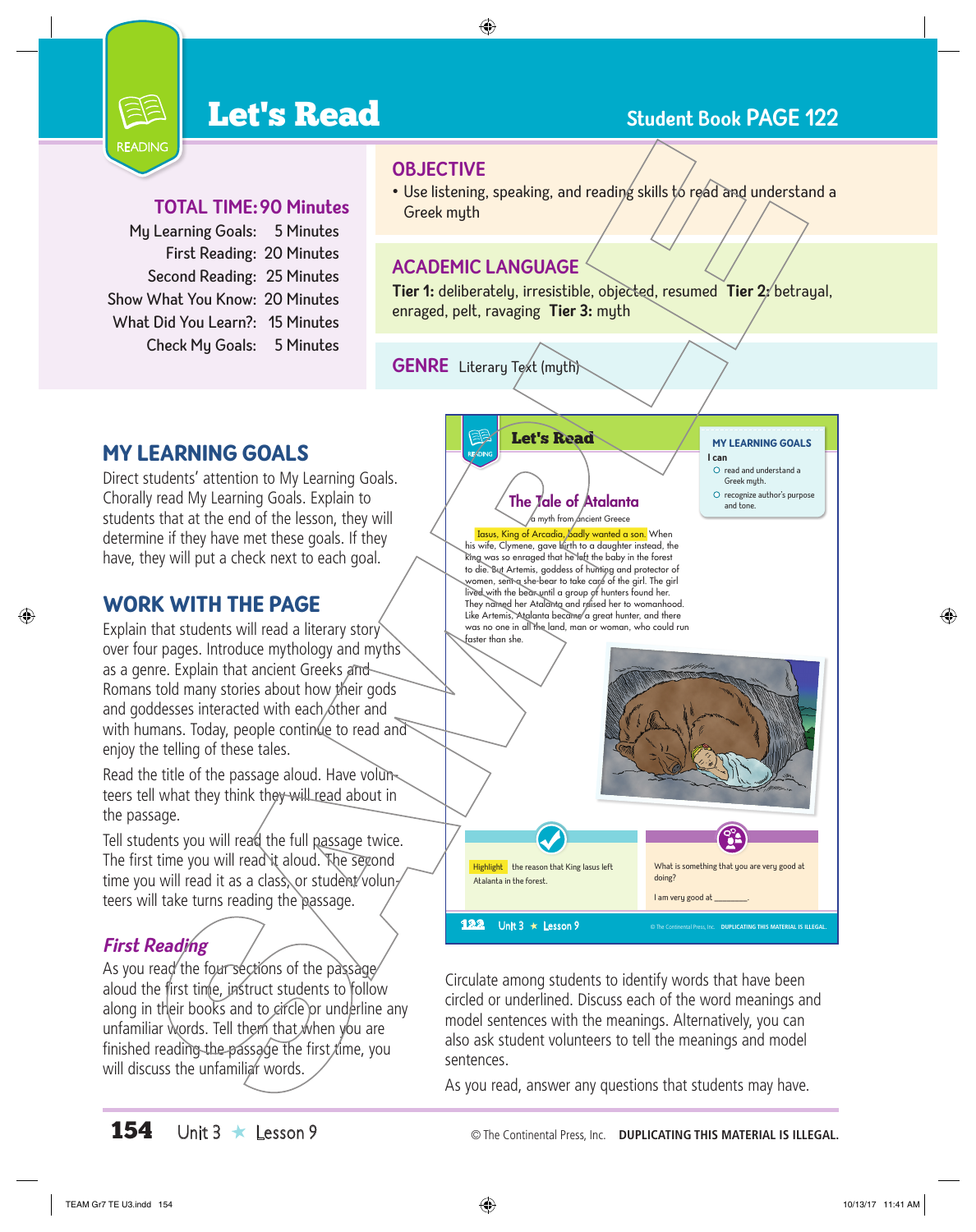# Let's Read

READING

**Student Book PAGE 122**

## TOTAL TIME: 90 Minutes

My Learning Goals: 5 Minutes
First Reading: 20 Minutes
Second Reading: 25 Minutes
Show What You Know: 20 Minutes
What Did You Learn?: 15 Minutes
Check My Goals: 5 Minutes

## OBJECTIVE

- Use listening, speaking, and reading skills to read and understand a Greek myth

## ACADEMIC LANGUAGE

**Tier 1:** deliberately, irresistible, objected, resumed **Tier 2:** betrayal, enraged, pelt, ravaging **Tier 3:** myth

## GENRE

Literary Text (myth)

## MY LEARNING GOALS

Direct students' attention to My Learning Goals. Chorally read My Learning Goals. Explain to students that at the end of the lesson, they will determine if they have met these goals. If they have, they will put a check next to each goal.

## WORK WITH THE PAGE

Explain that students will read a literary story over four pages. Introduce mythology and myths as a genre. Explain that ancient Greeks and Romans told many stories about how their gods and goddesses interacted with each other and with humans. Today, people continue to read and enjoy the telling of these tales.

Read the title of the passage aloud. Have volunteers tell what they think they will read about in the passage.

Tell students you will read the full passage twice. The first time you will read it aloud. The second time you will read it as a class, or student volunteers will take turns reading the passage.

### *First Reading*

As you read the four sections of the passage aloud the first time, instruct students to follow along in their books and to circle or underline any unfamiliar words. Tell them that when you are finished reading the passage the first time, you will discuss the unfamiliar words.

---

**Let's Read**

READING

**MY LEARNING GOALS**

I can

- read and understand a Greek myth.
- recognize author's purpose and tone.

**The Tale of Atalanta**

a myth from ancient Greece

Iasus, King of Arcadia, badly wanted a son. When his wife, Clymene, gave birth to a daughter instead, the king was so enraged that he left the baby in the forest to die. But Artemis, goddess of hunting and protector of women, sent a she-bear to take care of the girl. The girl lived with the bear until a group of hunters found her. They named her Atalanta and raised her to womanhood. Like Artemis, Atalanta became a great hunter, and there was no one in all the land, man or woman, who could run faster than she.

Highlight the reason that King Iasus left Atalanta in the forest.

What is something that you are very good at doing?

I am very good at ________.

122 Unit 3 ★ Lesson 9

---

Circulate among students to identify words that have been circled or underlined. Discuss each of the word meanings and model sentences with the meanings. Alternatively, you can also ask student volunteers to tell the meanings and model sentences.

As you read, answer any questions that students may have.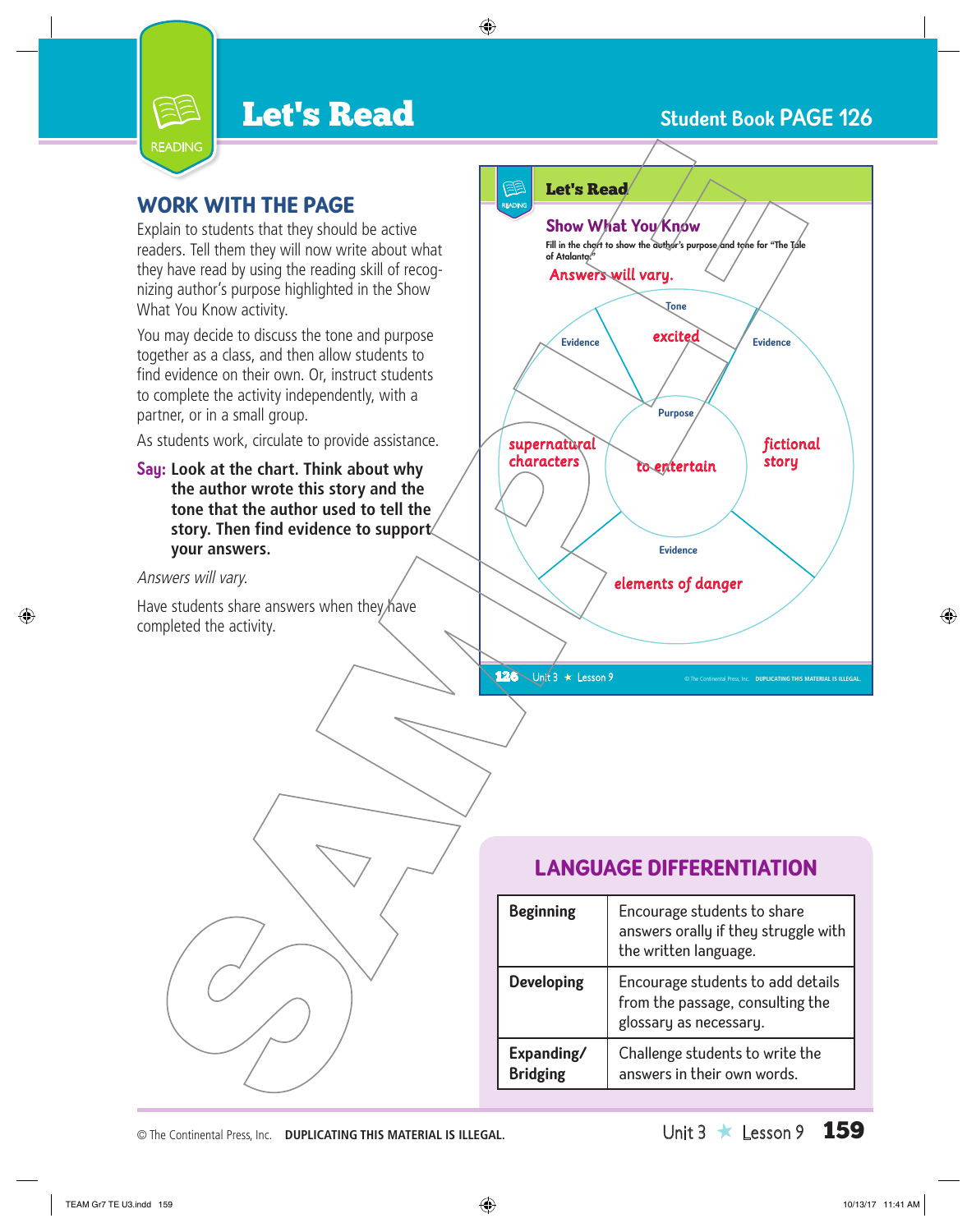# Let's Read

Student Book PAGE 126

## WORK WITH THE PAGE

Explain to students that they should be active readers. Tell them they will now write about what they have read by using the reading skill of recognizing author's purpose highlighted in the Show What You Know activity.

You may decide to discuss the tone and purpose together as a class, and then allow students to find evidence on their own. Or, instruct students to complete the activity independently, with a partner, or in a small group.

As students work, circulate to provide assistance.

**Say: Look at the chart. Think about why the author wrote this story and the tone that the author used to tell the story. Then find evidence to support your answers.**

*Answers will vary.*

Have students share answers when they have completed the activity.

### Let's Read

**Show What You Know**

Fill in the chart to show the author's purpose and tone for "The Tale of Atalanta."

Answers will vary.

- Tone: excited
- Purpose: to entertain
- Evidence: supernatural characters
- Evidence: fictional story
- Evidence: elements of danger

## LANGUAGE DIFFERENTIATION

| | |
|---|---|
| **Beginning** | Encourage students to share answers orally if they struggle with the written language. |
| **Developing** | Encourage students to add details from the passage, consulting the glossary as necessary. |
| **Expanding/ Bridging** | Challenge students to write the answers in their own words. |

© The Continental Press, Inc. **DUPLICATING THIS MATERIAL IS ILLEGAL.**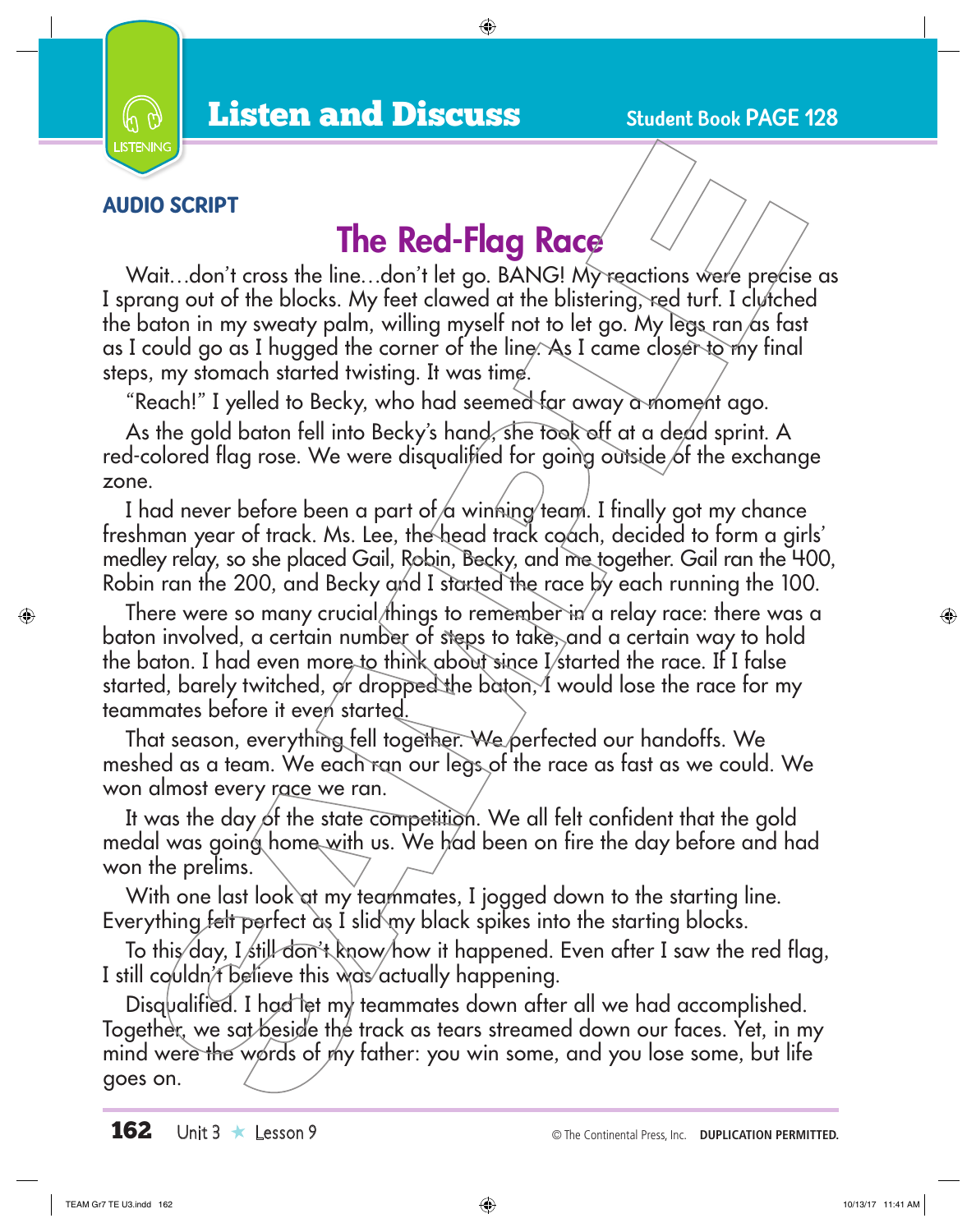# Listen and Discuss

LISTENING

Student Book PAGE 128

## AUDIO SCRIPT

## The Red-Flag Race

Wait…don't cross the line…don't let go. BANG! My reactions were precise as I sprang out of the blocks. My feet clawed at the blistering, red turf. I clutched the baton in my sweaty palm, willing myself not to let go. My legs ran as fast as I could go as I hugged the corner of the line. As I came closer to my final steps, my stomach started twisting. It was time.

"Reach!" I yelled to Becky, who had seemed far away a moment ago.

As the gold baton fell into Becky's hand, she took off at a dead sprint. A red-colored flag rose. We were disqualified for going outside of the exchange zone.

I had never before been a part of a winning team. I finally got my chance freshman year of track. Ms. Lee, the head track coach, decided to form a girls' medley relay, so she placed Gail, Robin, Becky, and me together. Gail ran the 400, Robin ran the 200, and Becky and I started the race by each running the 100.

There were so many crucial things to remember in a relay race: there was a baton involved, a certain number of steps to take, and a certain way to hold the baton. I had even more to think about since I started the race. If I false started, barely twitched, or dropped the baton, I would lose the race for my teammates before it even started.

That season, everything fell together. We perfected our handoffs. We meshed as a team. We each ran our legs of the race as fast as we could. We won almost every race we ran.

It was the day of the state competition. We all felt confident that the gold medal was going home with us. We had been on fire the day before and had won the prelims.

With one last look at my teammates, I jogged down to the starting line. Everything felt perfect as I slid my black spikes into the starting blocks.

To this day, I still don't know how it happened. Even after I saw the red flag, I still couldn't believe this was actually happening.

Disqualified. I had let my teammates down after all we had accomplished. Together, we sat beside the track as tears streamed down our faces. Yet, in my mind were the words of my father: you win some, and you lose some, but life goes on.

Unit 3 ★ Lesson 9

© The Continental Press, Inc. **DUPLICATION PERMITTED.**